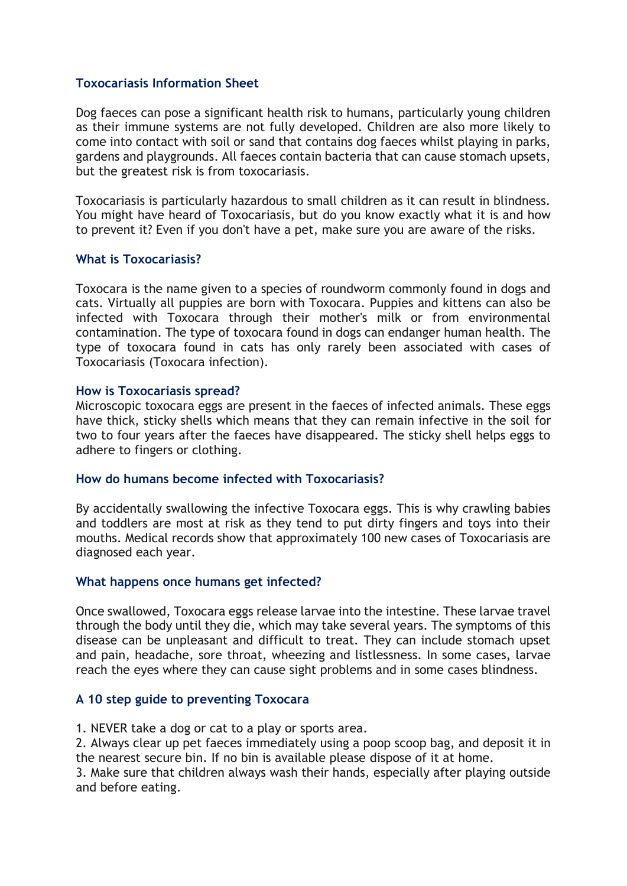## Toxocariasis Information Sheet

Dog faeces can pose a significant health risk to humans, particularly young children as their immune systems are not fully developed. Children are also more likely to come into contact with soil or sand that contains dog faeces whilst playing in parks, gardens and playgrounds. All faeces contain bacteria that can cause stomach upsets, but the greatest risk is from toxocariasis.

Toxocariasis is particularly hazardous to small children as it can result in blindness. You might have heard of Toxocariasis, but do you know exactly what it is and how to prevent it? Even if you don't have a pet, make sure you are aware of the risks.

### What is Toxocariasis?

Toxocara is the name given to a species of roundworm commonly found in dogs and cats. Virtually all puppies are born with Toxocara. Puppies and kittens can also be infected with Toxocara through their mother's milk or from environmental contamination. The type of toxocara found in dogs can endanger human health. The type of toxocara found in cats has only rarely been associated with cases of Toxocariasis (Toxocara infection).

### How is Toxocariasis spread?

Microscopic toxocara eggs are present in the faeces of infected animals. These eggs have thick, sticky shells which means that they can remain infective in the soil for two to four years after the faeces have disappeared. The sticky shell helps eggs to adhere to fingers or clothing.

### How do humans become infected with Toxocariasis?

By accidentally swallowing the infective Toxocara eggs. This is why crawling babies and toddlers are most at risk as they tend to put dirty fingers and toys into their mouths. Medical records show that approximately 100 new cases of Toxocariasis are diagnosed each year.

### What happens once humans get infected?

Once swallowed, Toxocara eggs release larvae into the intestine. These larvae travel through the body until they die, which may take several years. The symptoms of this disease can be unpleasant and difficult to treat. They can include stomach upset and pain, headache, sore throat, wheezing and listlessness. In some cases, larvae reach the eyes where they can cause sight problems and in some cases blindness.

### A 10 step guide to preventing Toxocara

1. NEVER take a dog or cat to a play or sports area.
2. Always clear up pet faeces immediately using a poop scoop bag, and deposit it in the nearest secure bin. If no bin is available please dispose of it at home.
3. Make sure that children always wash their hands, especially after playing outside and before eating.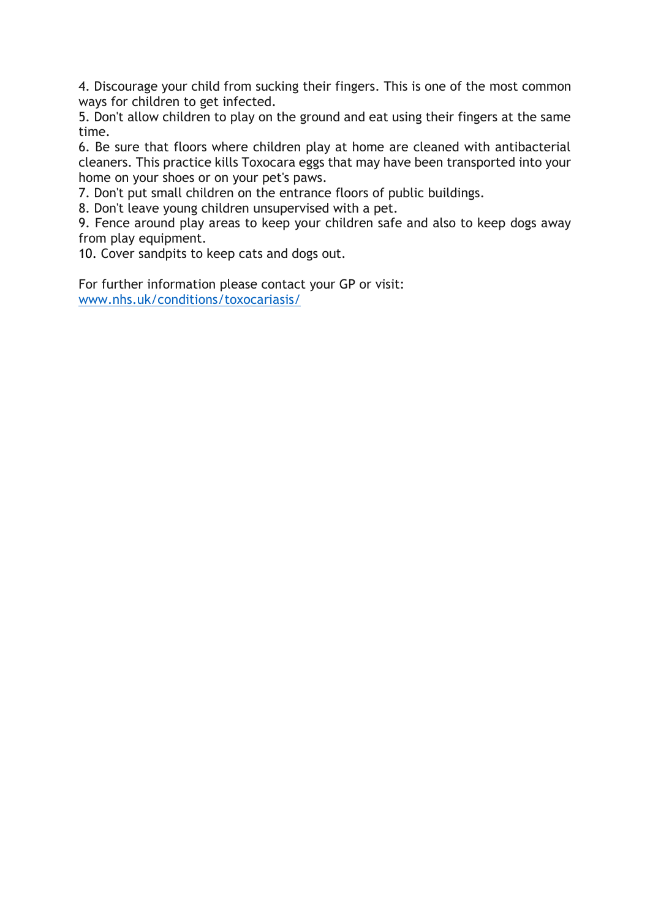4. Discourage your child from sucking their fingers. This is one of the most common ways for children to get infected.
5. Don't allow children to play on the ground and eat using their fingers at the same time.
6. Be sure that floors where children play at home are cleaned with antibacterial cleaners. This practice kills Toxocara eggs that may have been transported into your home on your shoes or on your pet's paws.
7. Don't put small children on the entrance floors of public buildings.
8. Don't leave young children unsupervised with a pet.
9. Fence around play areas to keep your children safe and also to keep dogs away from play equipment.
10. Cover sandpits to keep cats and dogs out.

For further information please contact your GP or visit:
[www.nhs.uk/conditions/toxocariasis/](http://www.nhs.uk/conditions/toxocariasis/)